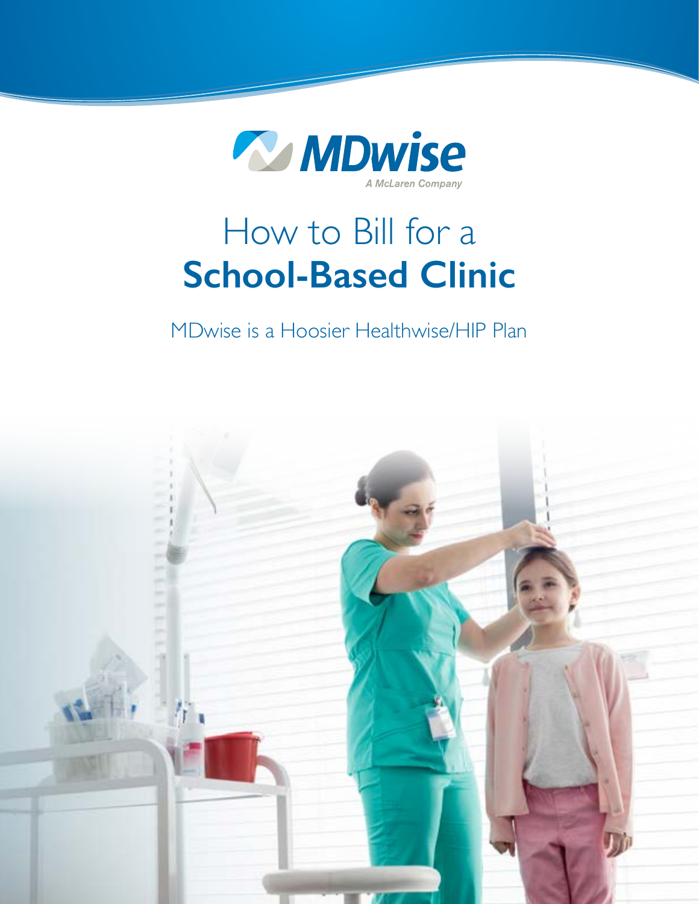MDwise

A McLaren Company

# How to Bill for a **School-Based Clinic**

MDwise is a Hoosier Healthwise/HIP Plan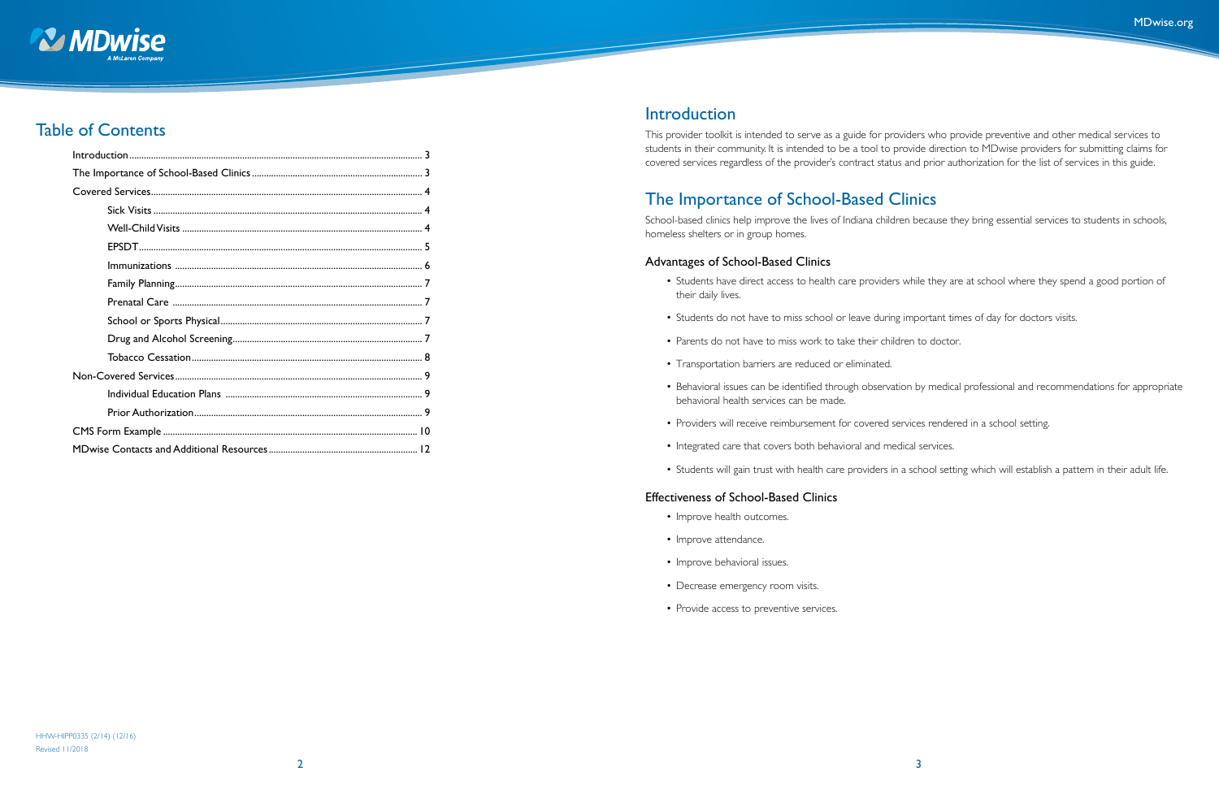## Table of Contents

| | |
|---|---|
| Introduction | 3 |
| The Importance of School-Based Clinics | 3 |
| Covered Services | 4 |
| Sick Visits | 4 |
| Well-Child Visits | 4 |
| EPSDT | 5 |
| Immunizations | 6 |
| Family Planning | 7 |
| Prenatal Care | 7 |
| School or Sports Physical | 7 |
| Drug and Alcohol Screening | 7 |
| Tobacco Cessation | 8 |
| Non-Covered Services | 9 |
| Individual Education Plans | 9 |
| Prior Authorization | 9 |
| CMS Form Example | 10 |
| MDwise Contacts and Additional Resources | 12 |

HHW-HIPP0335 (2/14) (12/16)
Revised 11/2018

## Introduction

This provider toolkit is intended to serve as a guide for providers who provide preventive and other medical services to students in their community. It is intended to be a tool to provide direction to MDwise providers for submitting claims for covered services regardless of the provider's contract status and prior authorization for the list of services in this guide.

## The Importance of School-Based Clinics

School-based clinics help improve the lives of Indiana children because they bring essential services to students in schools, homeless shelters or in group homes.

### Advantages of School-Based Clinics

- Students have direct access to health care providers while they are at school where they spend a good portion of their daily lives.
- Students do not have to miss school or leave during important times of day for doctors visits.
- Parents do not have to miss work to take their children to doctor.
- Transportation barriers are reduced or eliminated.
- Behavioral issues can be identified through observation by medical professional and recommendations for appropriate behavioral health services can be made.
- Providers will receive reimbursement for covered services rendered in a school setting.
- Integrated care that covers both behavioral and medical services.
- Students will gain trust with health care providers in a school setting which will establish a pattern in their adult life.

### Effectiveness of School-Based Clinics

- Improve health outcomes.
- Improve attendance.
- Improve behavioral issues.
- Decrease emergency room visits.
- Provide access to preventive services.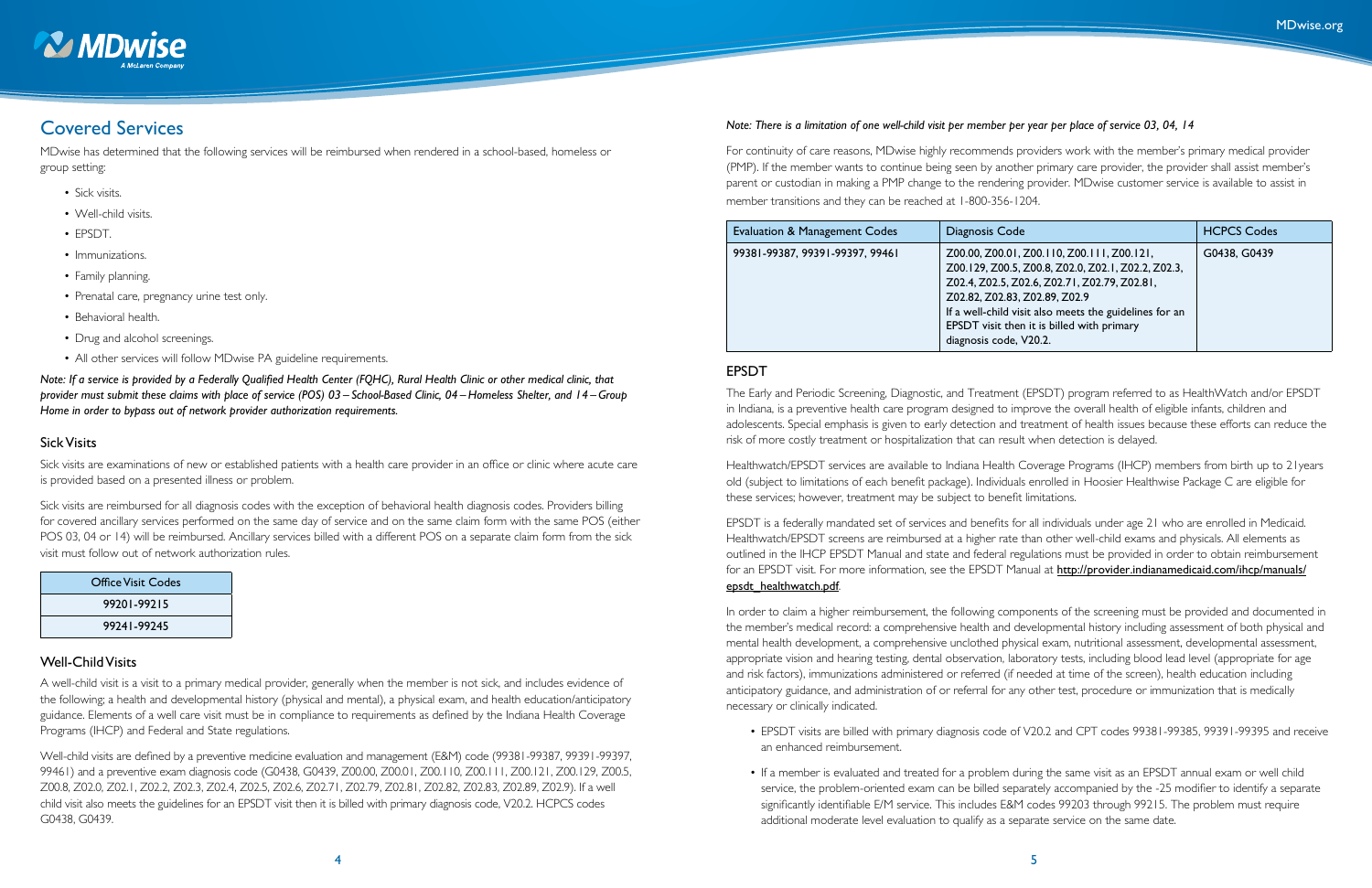## Covered Services

MDwise has determined that the following services will be reimbursed when rendered in a school-based, homeless or group setting:

- Sick visits.
- Well-child visits.
- EPSDT.
- Immunizations.
- Family planning.
- Prenatal care, pregnancy urine test only.
- Behavioral health.
- Drug and alcohol screenings.
- All other services will follow MDwise PA guideline requirements.

*Note: If a service is provided by a Federally Qualified Health Center (FQHC), Rural Health Clinic or other medical clinic, that provider must submit these claims with place of service (POS) 03 – School-Based Clinic, 04 – Homeless Shelter, and 14 – Group Home in order to bypass out of network provider authorization requirements.*

### Sick Visits

Sick visits are examinations of new or established patients with a health care provider in an office or clinic where acute care is provided based on a presented illness or problem.

Sick visits are reimbursed for all diagnosis codes with the exception of behavioral health diagnosis codes. Providers billing for covered ancillary services performed on the same day of service and on the same claim form with the same POS (either POS 03, 04 or 14) will be reimbursed. Ancillary services billed with a different POS on a separate claim form from the sick visit must follow out of network authorization rules.

| Office Visit Codes |
|---|
| 99201-99215 |
| 99241-99245 |

### Well-Child Visits

A well-child visit is a visit to a primary medical provider, generally when the member is not sick, and includes evidence of the following: a health and developmental history (physical and mental), a physical exam, and health education/anticipatory guidance. Elements of a well care visit must be in compliance to requirements as defined by the Indiana Health Coverage Programs (IHCP) and Federal and State regulations.

Well-child visits are defined by a preventive medicine evaluation and management (E&M) code (99381-99387, 99391-99397, 99461) and a preventive exam diagnosis code (G0438, G0439, Z00.00, Z00.01, Z00.110, Z00.111, Z00.121, Z00.129, Z00.5, Z00.8, Z02.0, Z02.1, Z02.2, Z02.3, Z02.4, Z02.5, Z02.6, Z02.71, Z02.79, Z02.81, Z02.82, Z02.83, Z02.89, Z02.9). If a well child visit also meets the guidelines for an EPSDT visit then it is billed with primary diagnosis code, V20.2. HCPCS codes G0438, G0439.

*Note: There is a limitation of one well-child visit per member per year per place of service 03, 04, 14*

For continuity of care reasons, MDwise highly recommends providers work with the member's primary medical provider (PMP). If the member wants to continue being seen by another primary care provider, the provider shall assist member's parent or custodian in making a PMP change to the rendering provider. MDwise customer service is available to assist in member transitions and they can be reached at 1-800-356-1204.

| Evaluation & Management Codes | Diagnosis Code | HCPCS Codes |
|---|---|---|
| 99381-99387, 99391-99397, 99461 | Z00.00, Z00.01, Z00.110, Z00.111, Z00.121, Z00.129, Z00.5, Z00.8, Z02.0, Z02.1, Z02.2, Z02.3, Z02.4, Z02.5, Z02.6, Z02.71, Z02.79, Z02.81, Z02.82, Z02.83, Z02.89, Z02.9<br>If a well-child visit also meets the guidelines for an EPSDT visit then it is billed with primary diagnosis code, V20.2. | G0438, G0439 |

### EPSDT

The Early and Periodic Screening, Diagnostic, and Treatment (EPSDT) program referred to as HealthWatch and/or EPSDT in Indiana, is a preventive health care program designed to improve the overall health of eligible infants, children and adolescents. Special emphasis is given to early detection and treatment of health issues because these efforts can reduce the risk of more costly treatment or hospitalization that can result when detection is delayed.

Healthwatch/EPSDT services are available to Indiana Health Coverage Programs (IHCP) members from birth up to 21years old (subject to limitations of each benefit package). Individuals enrolled in Hoosier Healthwise Package C are eligible for these services; however, treatment may be subject to benefit limitations.

EPSDT is a federally mandated set of services and benefits for all individuals under age 21 who are enrolled in Medicaid. Healthwatch/EPSDT screens are reimbursed at a higher rate than other well-child exams and physicals. All elements as outlined in the IHCP EPSDT Manual and state and federal regulations must be provided in order to obtain reimbursement for an EPSDT visit. For more information, see the EPSDT Manual at [http://provider.indianamedicaid.com/ihcp/manuals/epsdt_healthwatch.pdf](http://provider.indianamedicaid.com/ihcp/manuals/epsdt_healthwatch.pdf).

In order to claim a higher reimbursement, the following components of the screening must be provided and documented in the member's medical record: a comprehensive health and developmental history including assessment of both physical and mental health development, a comprehensive unclothed physical exam, nutritional assessment, developmental assessment, appropriate vision and hearing testing, dental observation, laboratory tests, including blood lead level (appropriate for age and risk factors), immunizations administered or referred (if needed at time of the screen), health education including anticipatory guidance, and administration of or referral for any other test, procedure or immunization that is medically necessary or clinically indicated.

- EPSDT visits are billed with primary diagnosis code of V20.2 and CPT codes 99381-99385, 99391-99395 and receive an enhanced reimbursement.
- If a member is evaluated and treated for a problem during the same visit as an EPSDT annual exam or well child service, the problem-oriented exam can be billed separately accompanied by the -25 modifier to identify a separate significantly identifiable E/M service. This includes E&M codes 99203 through 99215. The problem must require additional moderate level evaluation to qualify as a separate service on the same date.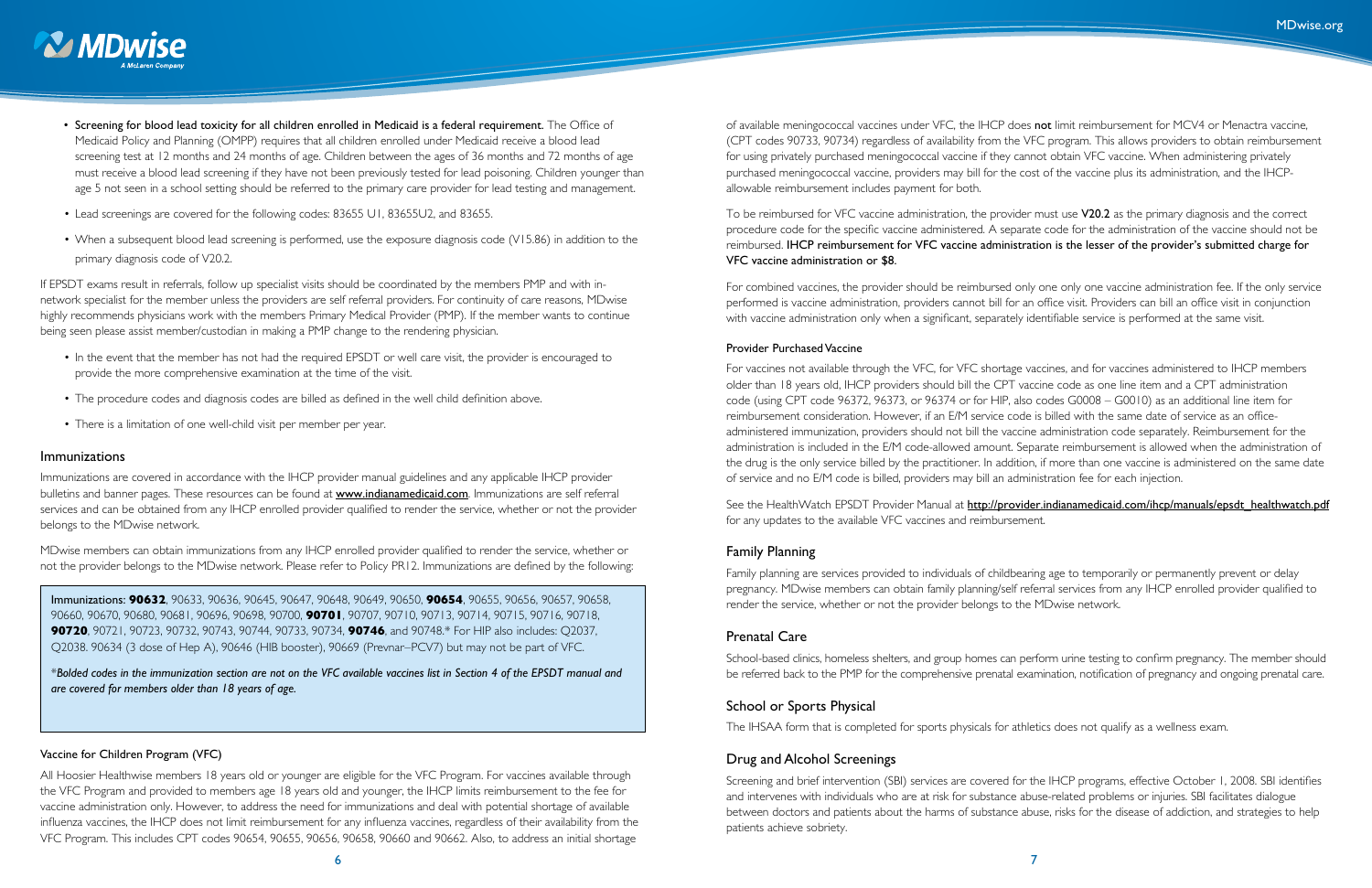- **Screening for blood lead toxicity for all children enrolled in Medicaid is a federal requirement.** The Office of Medicaid Policy and Planning (OMPP) requires that all children enrolled under Medicaid receive a blood lead screening test at 12 months and 24 months of age. Children between the ages of 36 months and 72 months of age must receive a blood lead screening if they have not been previously tested for lead poisoning. Children younger than age 5 not seen in a school setting should be referred to the primary care provider for lead testing and management.

- Lead screenings are covered for the following codes: 83655 U1, 83655U2, and 83655.

- When a subsequent blood lead screening is performed, use the exposure diagnosis code (V15.86) in addition to the primary diagnosis code of V20.2.

If EPSDT exams result in referrals, follow up specialist visits should be coordinated by the members PMP and with in-network specialist for the member unless the providers are self referral providers. For continuity of care reasons, MDwise highly recommends physicians work with the members Primary Medical Provider (PMP). If the member wants to continue being seen please assist member/custodian in making a PMP change to the rendering physician.

- In the event that the member has not had the required EPSDT or well care visit, the provider is encouraged to provide the more comprehensive examination at the time of the visit.

- The procedure codes and diagnosis codes are billed as defined in the well child definition above.

- There is a limitation of one well-child visit per member per year.

## Immunizations

Immunizations are covered in accordance with the IHCP provider manual guidelines and any applicable IHCP provider bulletins and banner pages. These resources can be found at www.indianamedicaid.com. Immunizations are self referral services and can be obtained from any IHCP enrolled provider qualified to render the service, whether or not the provider belongs to the MDwise network.

MDwise members can obtain immunizations from any IHCP enrolled provider qualified to render the service, whether or not the provider belongs to the MDwise network. Please refer to Policy PR12. Immunizations are defined by the following:

Immunizations: **90632**, 90633, 90636, 90645, 90647, 90648, 90649, 90650, **90654**, 90655, 90656, 90657, 90658, 90660, 90670, 90680, 90681, 90696, 90698, 90700, **90701**, 90707, 90710, 90713, 90714, 90715, 90716, 90718, **90720**, 90721, 90723, 90732, 90743, 90744, 90733, 90734, **90746**, and 90748.* For HIP also includes: Q2037, Q2038. 90634 (3 dose of Hep A), 90646 (HIB booster), 90669 (Prevnar–PCV7) but may not be part of VFC.

*\*Bolded codes in the immunization section are not on the VFC available vaccines list in Section 4 of the EPSDT manual and are covered for members older than 18 years of age.*

### Vaccine for Children Program (VFC)

All Hoosier Healthwise members 18 years old or younger are eligible for the VFC Program. For vaccines available through the VFC Program and provided to members age 18 years old and younger, the IHCP limits reimbursement to the fee for vaccine administration only. However, to address the need for immunizations and deal with potential shortage of available influenza vaccines, the IHCP does not limit reimbursement for any influenza vaccines, regardless of their availability from the VFC Program. This includes CPT codes 90654, 90655, 90656, 90658, 90660 and 90662. Also, to address an initial shortage of available meningococcal vaccines under VFC, the IHCP does **not** limit reimbursement for MCV4 or Menactra vaccine, (CPT codes 90733, 90734) regardless of availability from the VFC program. This allows providers to obtain reimbursement for using privately purchased meningococcal vaccine if they cannot obtain VFC vaccine. When administering privately purchased meningococcal vaccine, providers may bill for the cost of the vaccine plus its administration, and the IHCP-allowable reimbursement includes payment for both.

To be reimbursed for VFC vaccine administration, the provider must use **V20.2** as the primary diagnosis and the correct procedure code for the specific vaccine administered. A separate code for the administration of the vaccine should not be reimbursed. **IHCP reimbursement for VFC vaccine administration is the lesser of the provider's submitted charge for VFC vaccine administration or $8.**

For combined vaccines, the provider should be reimbursed only one only one vaccine administration fee. If the only service performed is vaccine administration, providers cannot bill for an office visit. Providers can bill an office visit in conjunction with vaccine administration only when a significant, separately identifiable service is performed at the same visit.

### Provider Purchased Vaccine

For vaccines not available through the VFC, for VFC shortage vaccines, and for vaccines administered to IHCP members older than 18 years old, IHCP providers should bill the CPT vaccine code as one line item and a CPT administration code (using CPT code 96372, 96373, or 96374 or for HIP, also codes G0008 – G0010) as an additional line item for reimbursement consideration. However, if an E/M service code is billed with the same date of service as an office-administered immunization, providers should not bill the vaccine administration code separately. Reimbursement for the administration is included in the E/M code-allowed amount. Separate reimbursement is allowed when the administration of the drug is the only service billed by the practitioner. In addition, if more than one vaccine is administered on the same date of service and no E/M code is billed, providers may bill an administration fee for each injection.

See the HealthWatch EPSDT Provider Manual at http://provider.indianamedicaid.com/ihcp/manuals/epsdt_healthwatch.pdf for any updates to the available VFC vaccines and reimbursement.

## Family Planning

Family planning are services provided to individuals of childbearing age to temporarily or permanently prevent or delay pregnancy. MDwise members can obtain family planning/self referral services from any IHCP enrolled provider qualified to render the service, whether or not the provider belongs to the MDwise network.

## Prenatal Care

School-based clinics, homeless shelters, and group homes can perform urine testing to confirm pregnancy. The member should be referred back to the PMP for the comprehensive prenatal examination, notification of pregnancy and ongoing prenatal care.

## School or Sports Physical

The IHSAA form that is completed for sports physicals for athletics does not qualify as a wellness exam.

## Drug and Alcohol Screenings

Screening and brief intervention (SBI) services are covered for the IHCP programs, effective October 1, 2008. SBI identifies and intervenes with individuals who are at risk for substance abuse-related problems or injuries. SBI facilitates dialogue between doctors and patients about the harms of substance abuse, risks for the disease of addiction, and strategies to help patients achieve sobriety.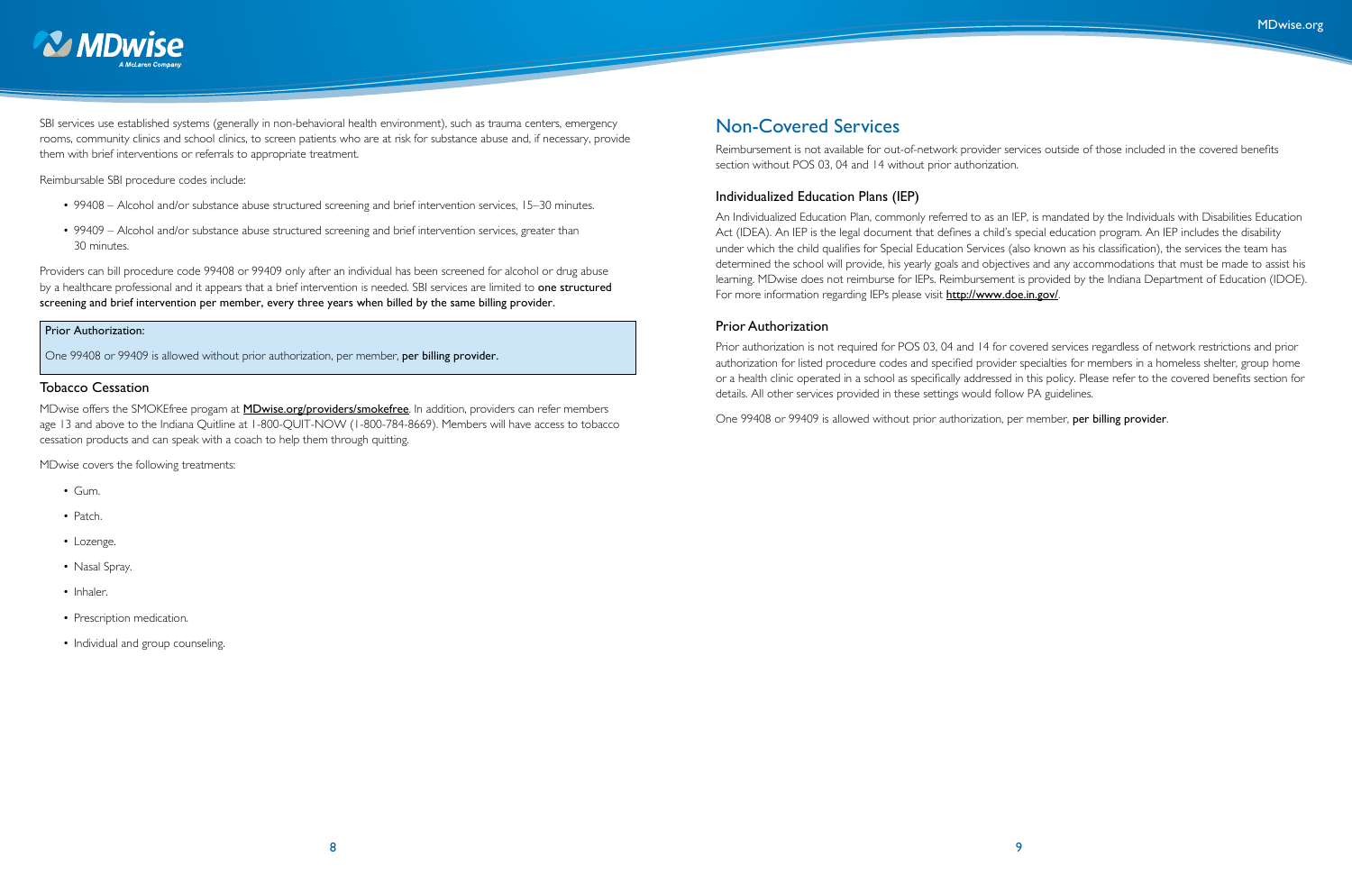SBI services use established systems (generally in non-behavioral health environment), such as trauma centers, emergency rooms, community clinics and school clinics, to screen patients who are at risk for substance abuse and, if necessary, provide them with brief interventions or referrals to appropriate treatment.

Reimbursable SBI procedure codes include:

- 99408 – Alcohol and/or substance abuse structured screening and brief intervention services, 15–30 minutes.
- 99409 – Alcohol and/or substance abuse structured screening and brief intervention services, greater than 30 minutes.

Providers can bill procedure code 99408 or 99409 only after an individual has been screened for alcohol or drug abuse by a healthcare professional and it appears that a brief intervention is needed. SBI services are limited to **one structured screening and brief intervention per member, every three years when billed by the same billing provider**.

> **Prior Authorization:**
>
> One 99408 or 99409 is allowed without prior authorization, per member, **per billing provider.**

### Tobacco Cessation

MDwise offers the SMOKEfree progam at MDwise.org/providers/smokefree. In addition, providers can refer members age 13 and above to the Indiana Quitline at 1-800-QUIT-NOW (1-800-784-8669). Members will have access to tobacco cessation products and can speak with a coach to help them through quitting.

MDwise covers the following treatments:

- Gum.
- Patch.
- Lozenge.
- Nasal Spray.
- Inhaler.
- Prescription medication.
- Individual and group counseling.

## Non-Covered Services

Reimbursement is not available for out-of-network provider services outside of those included in the covered benefits section without POS 03, 04 and 14 without prior authorization.

### Individualized Education Plans (IEP)

An Individualized Education Plan, commonly referred to as an IEP, is mandated by the Individuals with Disabilities Education Act (IDEA). An IEP is the legal document that defines a child's special education program. An IEP includes the disability under which the child qualifies for Special Education Services (also known as his classification), the services the team has determined the school will provide, his yearly goals and objectives and any accommodations that must be made to assist his learning. MDwise does not reimburse for IEPs. Reimbursement is provided by the Indiana Department of Education (IDOE). For more information regarding IEPs please visit http://www.doe.in.gov/.

### Prior Authorization

Prior authorization is not required for POS 03, 04 and 14 for covered services regardless of network restrictions and prior authorization for listed procedure codes and specified provider specialties for members in a homeless shelter, group home or a health clinic operated in a school as specifically addressed in this policy. Please refer to the covered benefits section for details. All other services provided in these settings would follow PA guidelines.

One 99408 or 99409 is allowed without prior authorization, per member, **per billing provider**.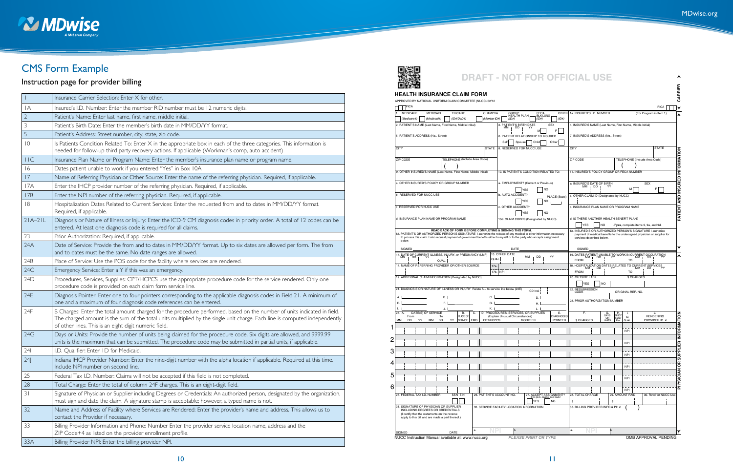# CMS Form Example

## Instruction page for provider billing

| | |
|---|---|
| 1 | Insurance Carrier Selection: Enter X for other. |
| 1A | Insured's I.D. Number: Enter the member RID number must be 12 numeric digits. |
| 2 | Patient's Name: Enter last name, first name, middle initial. |
| 3 | Patient's Birth Date: Enter the member's birth date in MM/DD/YY format. |
| 5 | Patient's Address: Street number, city, state, zip code. |
| 10 | Is Patients Condition Related To: Enter X in the appropriate box in each of the three categories. This information is needed for follow-up third party recovery actions. If applicable (Workman's comp, auto accident) |
| 11C | Insurance Plan Name or Program Name: Enter the member's insurance plan name or program name. |
| 16 | Dates patient unable to work if you entered "Yes" in Box 10A |
| 17 | Name of Referring Physician or Other Source: Enter the name of the referring physician. Required, if applicable. |
| 17A | Enter the IHCP provider number of the referring physician. Required, if applicable. |
| 17B | Enter the NPI number of the referring physician. Required, if applicable. |
| 18 | Hospitalization Dates Related to Current Services: Enter the requested from and to dates in MM/DD/YY format. Required, if applicable. |
| 21A–21L | Diagnosis or Nature of Illness or Injury: Enter the ICD-9 CM diagnosis codes in priority order. A total of 12 codes can be entered. At least one diagnosis code is required for all claims. |
| 23 | Prior Authorization: Required, if applicable. |
| 24A | Date of Service: Provide the from and to dates in MM/DD/YY format. Up to six dates are allowed per form. The from and to dates must be the same. No date ranges are allowed. |
| 24B | Place of Service: Use the POS code for the facility where services are rendered. |
| 24C | Emergency Service: Enter a Y if this was an emergency. |
| 24D | Procedures, Services, Supplies: CPT/HCPCS use the appropriate procedure code for the service rendered. Only one procedure code is provided on each claim service line. |
| 24E | Diagnosis Pointer: Enter one to four pointers corresponding to the applicable diagnosis codes in Field 21. A minimum of one and a maximum of four diagnosis code references can be entered. |
| 24F | $ Charges: Enter the total amount charged for the procedure performed, based on the number of units indicated in field. The charged amount is the sum of the total units multiplied by the single unit charge. Each line is computed independently of other lines. This is an eight digit numeric field. |
| 24G | Days or Units: Provide the number of units being claimed for the procedure code. Six digits are allowed, and 9999.99 units is the maximum that can be submitted. The procedure code may be submitted in partial units, if applicable. |
| 24I | I.D. Qualifier: Enter 1D for Medicaid. |
| 24J | Indiana IHCP Provider Number: Enter the nine-digit number with the alpha location if applicable. Required at this time. Include NPI number on second line. |
| 25 | Federal Tax I.D. Number: Claims will not be accepted if this field is not completed. |
| 28 | Total Charge: Enter the total of column 24F charges. This is an eight-digit field. |
| 31 | Signature of Physician or Supplier including Degrees or Credentials: An authorized person, designated by the organization, must sign and date the claim. A signature stamp is acceptable; however, a typed name is not. |
| 32 | Name and Address of Facility where Services are Rendered: Enter the provider's name and address. This allows us to contact the Provider if necessary. |
| 33 | Billing Provider Information and Phone: Number Enter the provider service location name, address and the ZIP Code+4 as listed on the provider enrollment profile. |
| 33A | Billing Provider NPI: Enter the billing provider NPI. |

DRAFT - NOT FOR OFFICIAL USE

### HEALTH INSURANCE CLAIM FORM

APPROVED BY NATIONAL UNIFORM CLAIM COMMITTEE (NUCC) 02/12

PICA

1. MEDICARE (Medicare#) | MEDICAID (Medicaid#) | TRICARE (ID#/DoD#) | CHAMPVA (Member ID#) | GROUP HEALTH PLAN (ID#) | FECA BLK LUNG (ID#) | OTHER (ID#)

1a. INSURED'S I.D. NUMBER (For Program in Item 1)

2. PATIENT'S NAME (Last Name, First Name, Middle Initial)
3. PATIENT'S BIRTH DATE MM DD YY — SEX M F
4. INSURED'S NAME (Last Name, First Name, Middle Initial)
5. PATIENT'S ADDRESS (No., Street) — CITY — STATE — ZIP CODE — TELEPHONE (Include Area Code)
6. PATIENT RELATIONSHIP TO INSURED: Self, Spouse, Child, Other
7. INSURED'S ADDRESS (No., Street) — CITY — STATE — ZIP CODE — TELEPHONE (Include Area Code)
8. RESERVED FOR NUCC USE
9. OTHER INSURED'S NAME (Last Name, First Name, Middle Initial)
a. OTHER INSURED'S POLICY OR GROUP NUMBER
b. RESERVED FOR NUCC USE
c. RESERVED FOR NUCC USE
d. INSURANCE PLAN NAME OR PROGRAM NAME
10. IS PATIENT'S CONDITION RELATED TO:
a. EMPLOYMENT? (Current or Previous) YES NO
b. AUTO ACCIDENT? YES NO PLACE (State)
c. OTHER ACCIDENT? YES NO
10d. CLAIM CODES (Designated by NUCC)
11. INSURED'S POLICY GROUP OR FECA NUMBER
a. INSURED'S DATE OF BIRTH MM DD YY — SEX M F
b. OTHER CLAIM ID (Designated by NUCC)
c. INSURANCE PLAN NAME OR PROGRAM NAME
d. IS THERE ANOTHER HEALTH BENEFIT PLAN? YES NO *If yes*, complete items 9, 9a, and 9d.

READ BACK OF FORM BEFORE COMPLETING & SIGNING THIS FORM.

12. PATIENT'S OR AUTHORIZED PERSON'S SIGNATURE I authorize the release of any medical or other information necessary to process this claim. I also request payment of government benefits either to myself or to the party who accepts assignment below.

SIGNED — DATE

13. INSURED'S OR AUTHORIZED PERSON'S SIGNATURE I authorize payment of medical benefits to the undersigned physician or supplier for services described below.

SIGNED

14. DATE OF CURRENT ILLNESS, INJURY, or PREGNANCY (LMP) MM DD YY — QUAL.
15. OTHER DATE QUAL. MM DD YY
16. DATES PATIENT UNABLE TO WORK IN CURRENT OCCUPATION FROM — TO
17. NAME OF REFERRING PROVIDER OR OTHER SOURCE — 17a. — 17b. NPI
18. HOSPITALIZATION DATES RELATED TO CURRENT SERVICES FROM — TO
19. ADDITIONAL CLAIM INFORMATION (Designated by NUCC)
20. OUTSIDE LAB? YES NO — $ CHARGES
21. DIAGNOSIS OR NATURE OF ILLNESS OR INJURY Relate A-L to service line below (24E) — ICD Ind.
A. B. C. D. E. F. G. H. I. J. K. L.
22. RESUBMISSION CODE — ORIGINAL REF. NO.
23. PRIOR AUTHORIZATION NUMBER

24. A. DATE(S) OF SERVICE From MM DD YY To MM DD YY | B. PLACE OF SERVICE | C. EMG | D. PROCEDURES, SERVICES, OR SUPPLIES (Explain Unusual Circumstances) CPT/HCPCS MODIFIER | E. DIAGNOSIS POINTER | F. $ CHARGES | G. DAYS OR UNITS | H. EPSDT Family Plan | I. ID. QUAL. | J. RENDERING PROVIDER ID. #

Lines 1–6 (each with NPI)

25. FEDERAL TAX I.D. NUMBER SSN EIN
26. PATIENT'S ACCOUNT NO.
27. ACCEPT ASSIGNMENT? (For govt. claims, see back) YES NO
28. TOTAL CHARGE $
29. AMOUNT PAID $
30. Rsvd for NUCC Use
31. SIGNATURE OF PHYSICIAN OR SUPPLIER INCLUDING DEGREES OR CREDENTIALS (I certify that the statements on the reverse apply to this bill and are made a part thereof.)
SIGNED — DATE
32. SERVICE FACILITY LOCATION INFORMATION — a. NPI b.
33. BILLING PROVIDER INFO & PH # ( ) — a. NPI b.

CARRIER — PATIENT AND INSURED INFORMATION — PHYSICIAN OR SUPPLIER INFORMATION

NUCC Instruction Manual available at: www.nucc.org — PLEASE PRINT OR TYPE — OMB APPROVAL PENDING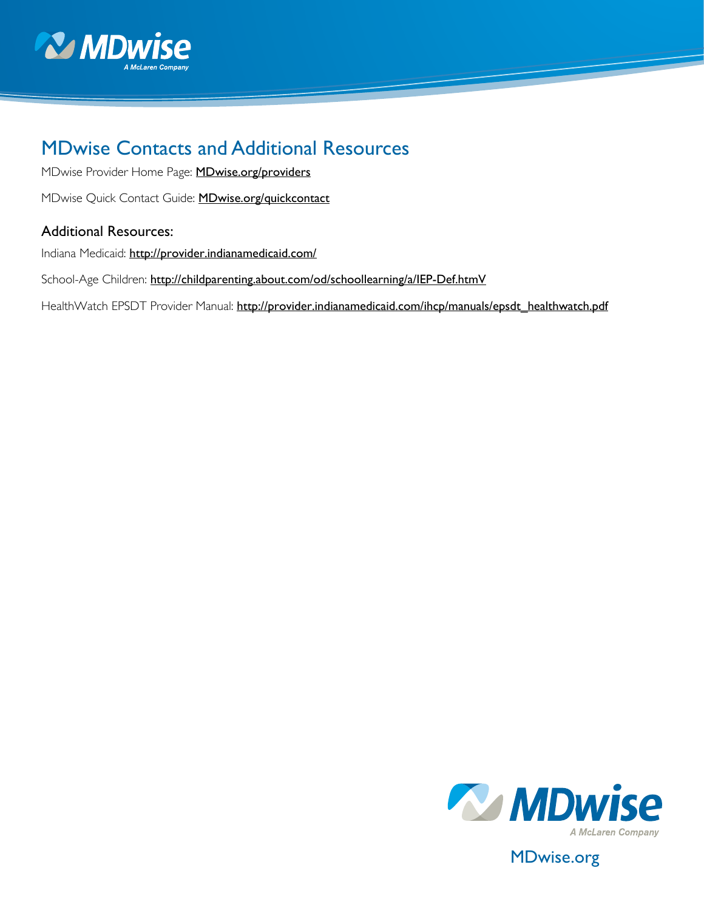## MDwise Contacts and Additional Resources

MDwise Provider Home Page: **MDwise.org/providers**

MDwise Quick Contact Guide: **MDwise.org/quickcontact**

### Additional Resources:

Indiana Medicaid: **http://provider.indianamedicaid.com/**

School-Age Children: **http://childparenting.about.com/od/schoollearning/a/IEP-Def.htmV**

HealthWatch EPSDT Provider Manual: **http://provider.indianamedicaid.com/ihcp/manuals/epsdt_healthwatch.pdf**

MDwise
A McLaren Company

MDwise.org